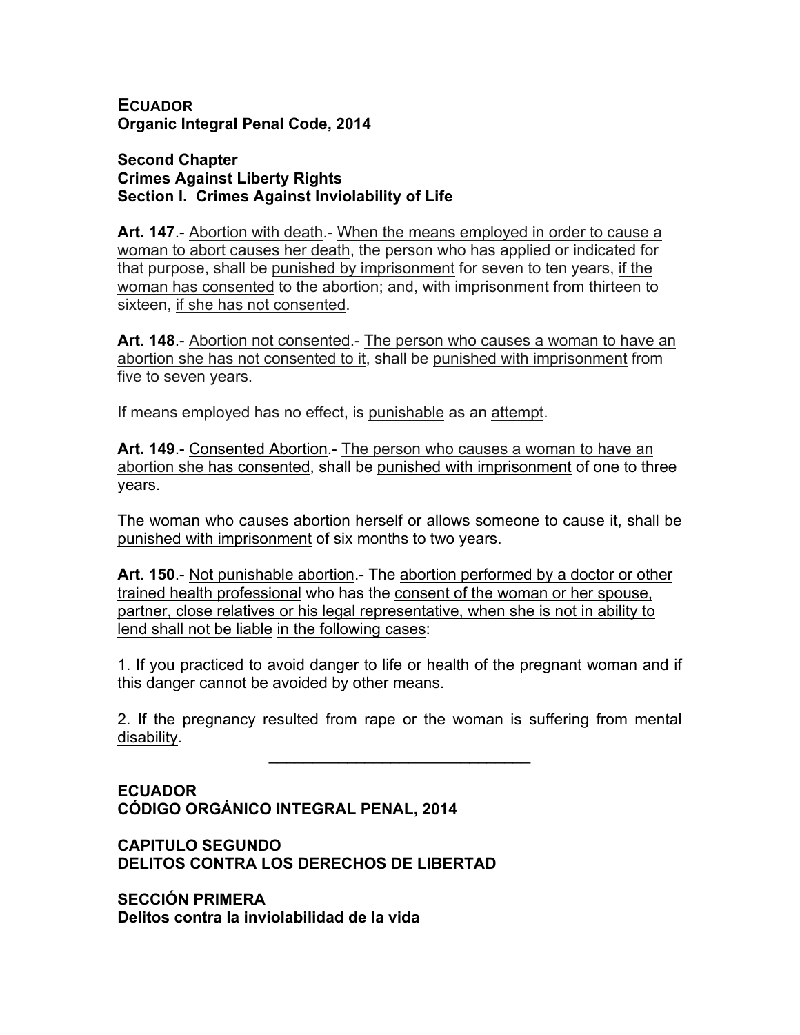**ECUADOR**
**Organic Integral Penal Code, 2014**

**Second Chapter**
**Crimes Against Liberty Rights**
**Section I. Crimes Against Inviolability of Life**

**Art. 147**.- Abortion with death.- When the means employed in order to cause a woman to abort causes her death, the person who has applied or indicated for that purpose, shall be punished by imprisonment for seven to ten years, if the woman has consented to the abortion; and, with imprisonment from thirteen to sixteen, if she has not consented.

**Art. 148**.- Abortion not consented.- The person who causes a woman to have an abortion she has not consented to it, shall be punished with imprisonment from five to seven years.

If means employed has no effect, is punishable as an attempt.

**Art. 149**.- Consented Abortion.- The person who causes a woman to have an abortion she has consented, shall be punished with imprisonment of one to three years.

The woman who causes abortion herself or allows someone to cause it, shall be punished with imprisonment of six months to two years.

**Art. 150**.- Not punishable abortion.- The abortion performed by a doctor or other trained health professional who has the consent of the woman or her spouse, partner, close relatives or his legal representative, when she is not in ability to lend shall not be liable in the following cases:

1. If you practiced to avoid danger to life or health of the pregnant woman and if this danger cannot be avoided by other means.

2. If the pregnancy resulted from rape or the woman is suffering from mental disability.

---

**ECUADOR**
**CÓDIGO ORGÁNICO INTEGRAL PENAL, 2014**

**CAPITULO SEGUNDO**
**DELITOS CONTRA LOS DERECHOS DE LIBERTAD**

**SECCIÓN PRIMERA**
**Delitos contra la inviolabilidad de la vida**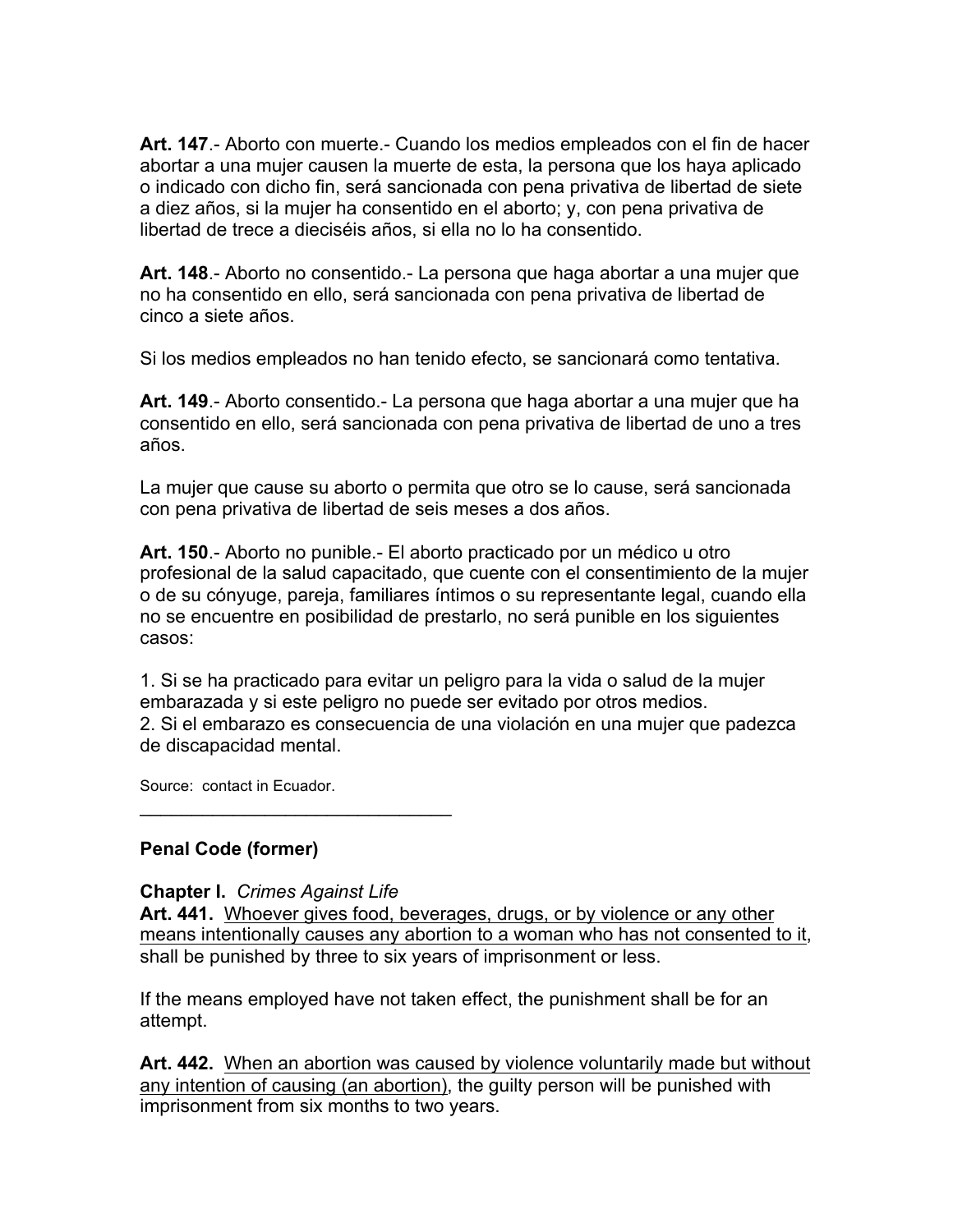**Art. 147**.- Aborto con muerte.- Cuando los medios empleados con el fin de hacer abortar a una mujer causen la muerte de esta, la persona que los haya aplicado o indicado con dicho fin, será sancionada con pena privativa de libertad de siete a diez años, si la mujer ha consentido en el aborto; y, con pena privativa de libertad de trece a dieciséis años, si ella no lo ha consentido.

**Art. 148**.- Aborto no consentido.- La persona que haga abortar a una mujer que no ha consentido en ello, será sancionada con pena privativa de libertad de cinco a siete años.

Si los medios empleados no han tenido efecto, se sancionará como tentativa.

**Art. 149**.- Aborto consentido.- La persona que haga abortar a una mujer que ha consentido en ello, será sancionada con pena privativa de libertad de uno a tres años.

La mujer que cause su aborto o permita que otro se lo cause, será sancionada con pena privativa de libertad de seis meses a dos años.

**Art. 150**.- Aborto no punible.- El aborto practicado por un médico u otro profesional de la salud capacitado, que cuente con el consentimiento de la mujer o de su cónyuge, pareja, familiares íntimos o su representante legal, cuando ella no se encuentre en posibilidad de prestarlo, no será punible en los siguientes casos:

1. Si se ha practicado para evitar un peligro para la vida o salud de la mujer embarazada y si este peligro no puede ser evitado por otros medios.
2. Si el embarazo es consecuencia de una violación en una mujer que padezca de discapacidad mental.

Source: contact in Ecuador.

---

**Penal Code (former)**

**Chapter I.** *Crimes Against Life*

**Art. 441.** Whoever gives food, beverages, drugs, or by violence or any other means intentionally causes any abortion to a woman who has not consented to it, shall be punished by three to six years of imprisonment or less.

If the means employed have not taken effect, the punishment shall be for an attempt.

**Art. 442.** When an abortion was caused by violence voluntarily made but without any intention of causing (an abortion), the guilty person will be punished with imprisonment from six months to two years.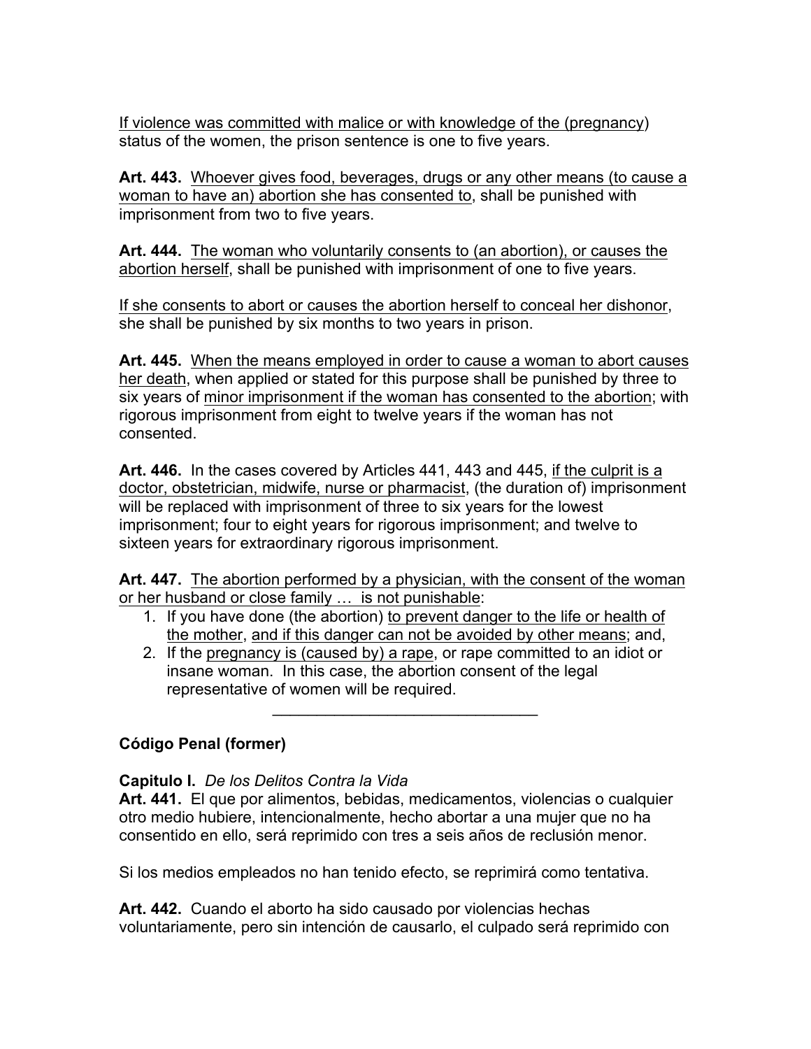<u>If violence was committed with malice or with knowledge of the (pregnancy</u>) status of the women, the prison sentence is one to five years.

**Art. 443.** <u>Whoever gives food, beverages, drugs or any other means (to cause a woman to have an) abortion she has consented to</u>, shall be punished with imprisonment from two to five years.

**Art. 444.** <u>The woman who voluntarily consents to (an abortion), or causes the abortion herself</u>, shall be punished with imprisonment of one to five years.

<u>If she consents to abort or causes the abortion herself to conceal her dishonor</u>, she shall be punished by six months to two years in prison.

**Art. 445.** <u>When the means employed in order to cause a woman to abort causes her death</u>, when applied or stated for this purpose shall be punished by three to six years of <u>minor imprisonment if the woman has consented to the abortion</u>; with rigorous imprisonment from eight to twelve years if the woman has not consented.

**Art. 446.** In the cases covered by Articles 441, 443 and 445, <u>if the culprit is a doctor, obstetrician, midwife, nurse or pharmacist</u>, (the duration of) imprisonment will be replaced with imprisonment of three to six years for the lowest imprisonment; four to eight years for rigorous imprisonment; and twelve to sixteen years for extraordinary rigorous imprisonment.

**Art. 447.** <u>The abortion performed by a physician, with the consent of the woman or her husband or close family … is not punishable</u>:

1. If you have done (the abortion) <u>to prevent danger to the life or health of the mother</u>, <u>and if this danger can not be avoided by other means</u>; and,
2. If the <u>pregnancy is (caused by) a rape</u>, or rape committed to an idiot or insane woman. In this case, the abortion consent of the legal representative of women will be required.

---

**Código Penal (former)**

**Capitulo I.** *De los Delitos Contra la Vida*
**Art. 441.** El que por alimentos, bebidas, medicamentos, violencias o cualquier otro medio hubiere, intencionalmente, hecho abortar a una mujer que no ha consentido en ello, será reprimido con tres a seis años de reclusión menor.

Si los medios empleados no han tenido efecto, se reprimirá como tentativa.

**Art. 442.** Cuando el aborto ha sido causado por violencias hechas voluntariamente, pero sin intención de causarlo, el culpado será reprimido con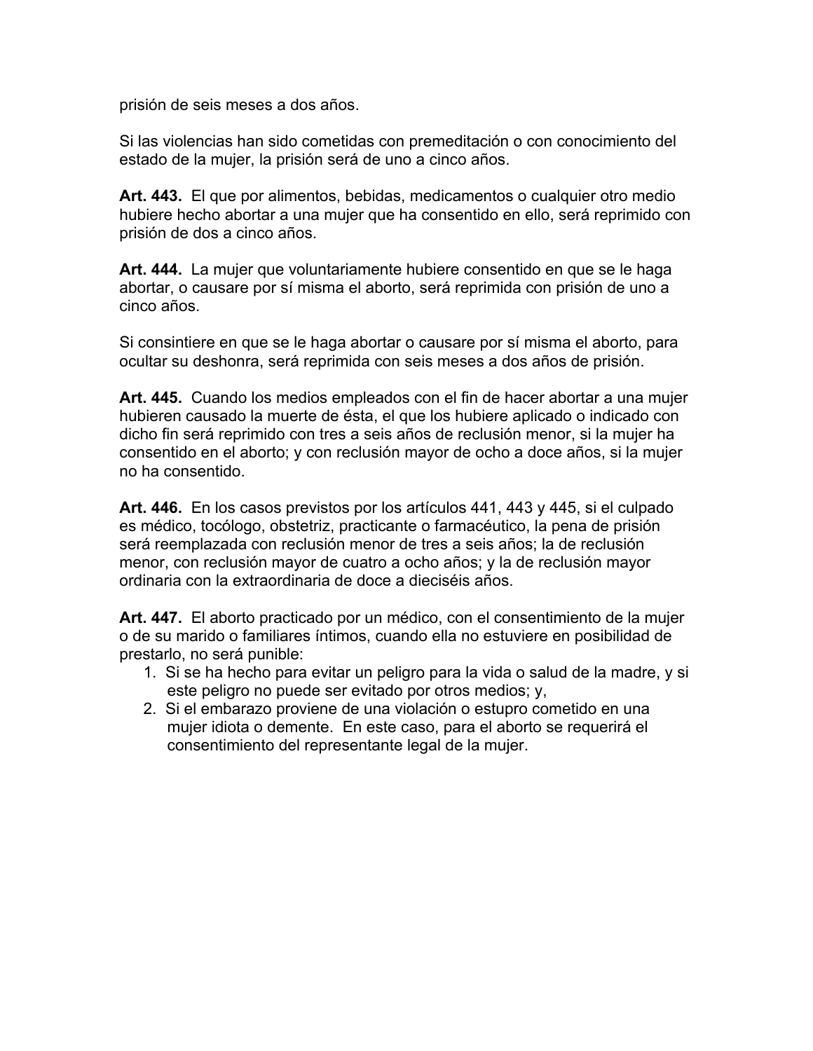prisión de seis meses a dos años.

Si las violencias han sido cometidas con premeditación o con conocimiento del estado de la mujer, la prisión será de uno a cinco años.

**Art. 443.** El que por alimentos, bebidas, medicamentos o cualquier otro medio hubiere hecho abortar a una mujer que ha consentido en ello, será reprimido con prisión de dos a cinco años.

**Art. 444.** La mujer que voluntariamente hubiere consentido en que se le haga abortar, o causare por sí misma el aborto, será reprimida con prisión de uno a cinco años.

Si consintiere en que se le haga abortar o causare por sí misma el aborto, para ocultar su deshonra, será reprimida con seis meses a dos años de prisión.

**Art. 445.** Cuando los medios empleados con el fin de hacer abortar a una mujer hubieren causado la muerte de ésta, el que los hubiere aplicado o indicado con dicho fin será reprimido con tres a seis años de reclusión menor, si la mujer ha consentido en el aborto; y con reclusión mayor de ocho a doce años, si la mujer no ha consentido.

**Art. 446.** En los casos previstos por los artículos 441, 443 y 445, si el culpado es médico, tocólogo, obstetriz, practicante o farmacéutico, la pena de prisión será reemplazada con reclusión menor de tres a seis años; la de reclusión menor, con reclusión mayor de cuatro a ocho años; y la de reclusión mayor ordinaria con la extraordinaria de doce a dieciséis años.

**Art. 447.** El aborto practicado por un médico, con el consentimiento de la mujer o de su marido o familiares íntimos, cuando ella no estuviere en posibilidad de prestarlo, no será punible:

1. Si se ha hecho para evitar un peligro para la vida o salud de la madre, y si este peligro no puede ser evitado por otros medios; y,
2. Si el embarazo proviene de una violación o estupro cometido en una mujer idiota o demente. En este caso, para el aborto se requerirá el consentimiento del representante legal de la mujer.